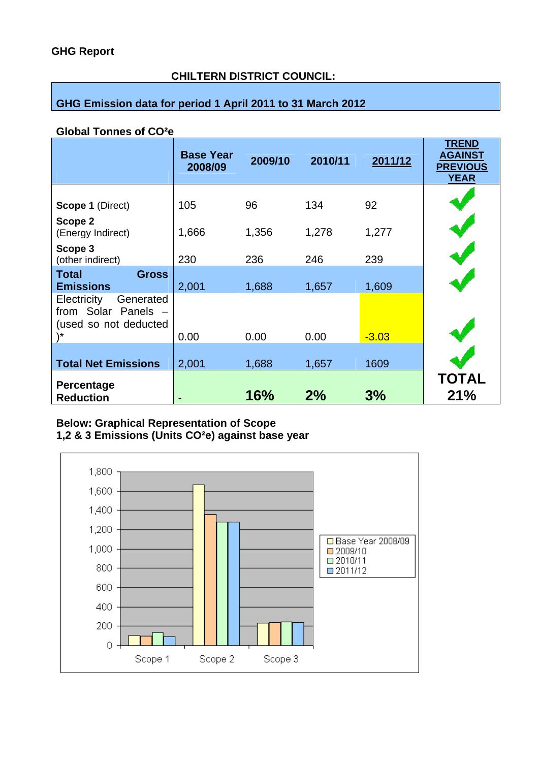**GHG Report**

**CHILTERN DISTRICT COUNCIL:**

**GHG Emission data for period 1 April 2011 to 31 March 2012**

**Global Tonnes of $CO^2e$**

| | Base Year 2008/09 | 2009/10 | 2010/11 | 2011/12 | TREND AGAINST PREVIOUS YEAR |
|---|---|---|---|---|---|
| **Scope 1** (Direct) | 105 | 96 | 134 | 92 | ✔ |
| **Scope 2** (Energy Indirect) | 1,666 | 1,356 | 1,278 | 1,277 | ✔ |
| **Scope 3** (other indirect) | 230 | 236 | 246 | 239 | ✔ |
| **Total Gross Emissions** | 2,001 | 1,688 | 1,657 | 1,609 | ✔ |
| Electricity Generated from Solar Panels – (used so not deducted )* | 0.00 | 0.00 | 0.00 | -3.03 | ✔ |
| **Total Net Emissions** | 2,001 | 1,688 | 1,657 | 1609 | ✔ |
| **Percentage Reduction** | - | **16%** | **2%** | **3%** | **TOTAL 21%** |

**Below: Graphical Representation of Scope 1,2 & 3 Emissions (Units $CO^2e$) against base year**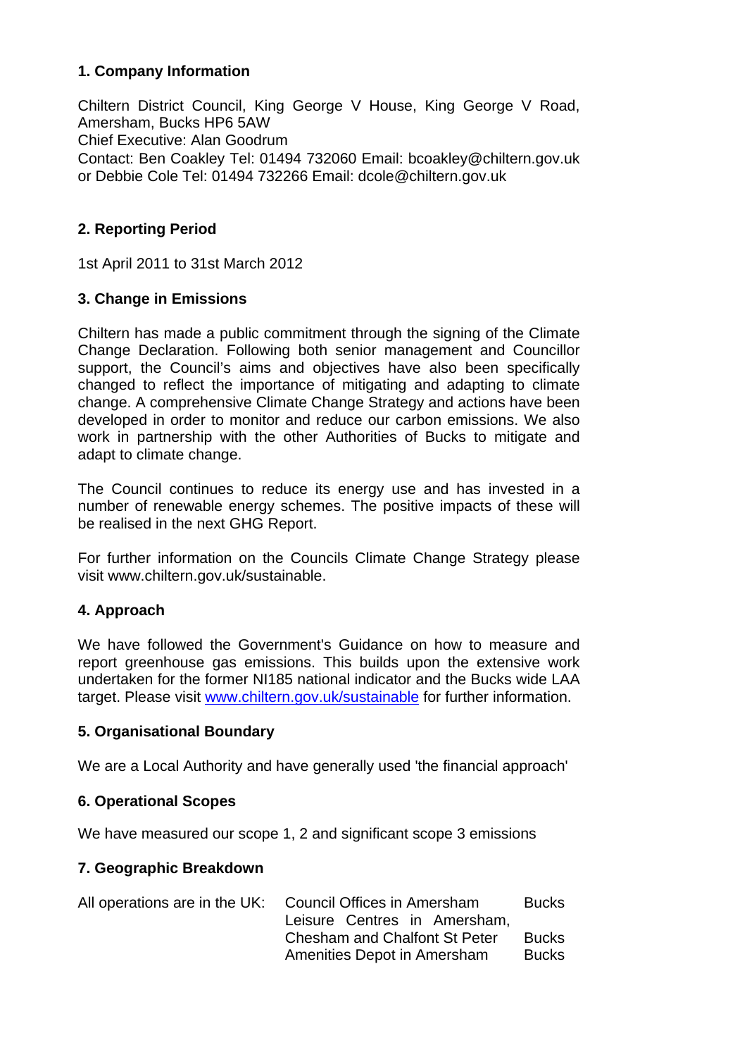## 1. Company Information

Chiltern District Council, King George V House, King George V Road, Amersham, Bucks HP6 5AW
Chief Executive: Alan Goodrum
Contact: Ben Coakley Tel: 01494 732060 Email: bcoakley@chiltern.gov.uk or Debbie Cole Tel: 01494 732266 Email: dcole@chiltern.gov.uk

## 2. Reporting Period

1st April 2011 to 31st March 2012

## 3. Change in Emissions

Chiltern has made a public commitment through the signing of the Climate Change Declaration. Following both senior management and Councillor support, the Council's aims and objectives have also been specifically changed to reflect the importance of mitigating and adapting to climate change. A comprehensive Climate Change Strategy and actions have been developed in order to monitor and reduce our carbon emissions. We also work in partnership with the other Authorities of Bucks to mitigate and adapt to climate change.

The Council continues to reduce its energy use and has invested in a number of renewable energy schemes. The positive impacts of these will be realised in the next GHG Report.

For further information on the Councils Climate Change Strategy please visit www.chiltern.gov.uk/sustainable.

## 4. Approach

We have followed the Government's Guidance on how to measure and report greenhouse gas emissions. This builds upon the extensive work undertaken for the former NI185 national indicator and the Bucks wide LAA target. Please visit [www.chiltern.gov.uk/sustainable](http://www.chiltern.gov.uk/sustainable) for further information.

## 5. Organisational Boundary

We are a Local Authority and have generally used 'the financial approach'

## 6. Operational Scopes

We have measured our scope 1, 2 and significant scope 3 emissions

## 7. Geographic Breakdown

| All operations are in the UK: | | |
|---|---|---|
| | Council Offices in Amersham | Bucks |
| | Leisure Centres in Amersham, Chesham and Chalfont St Peter | Bucks |
| | Amenities Depot in Amersham | Bucks |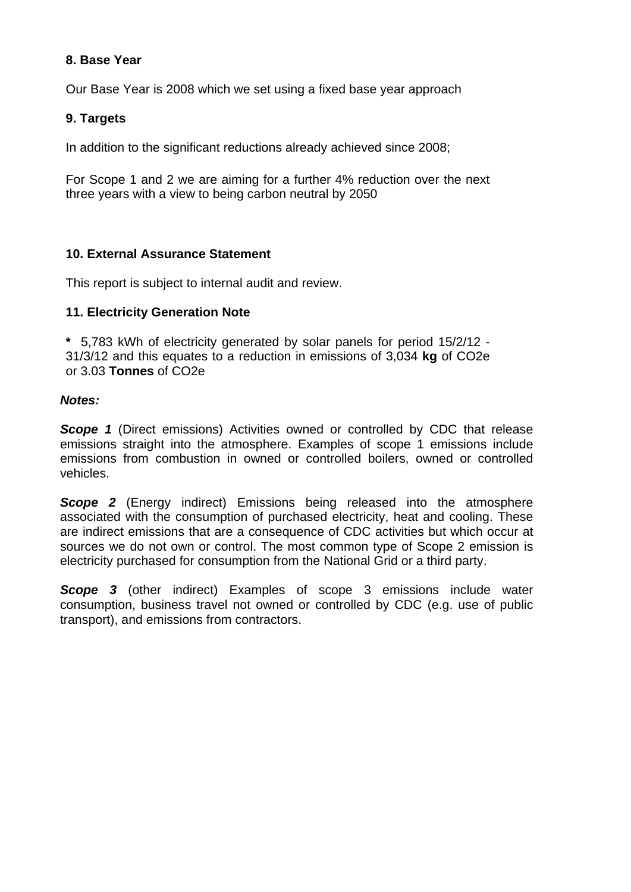## 8. Base Year

Our Base Year is 2008 which we set using a fixed base year approach

## 9. Targets

In addition to the significant reductions already achieved since 2008;

For Scope 1 and 2 we are aiming for a further 4% reduction over the next three years with a view to being carbon neutral by 2050

## 10. External Assurance Statement

This report is subject to internal audit and review.

## 11. Electricity Generation Note

**\*** 5,783 kWh of electricity generated by solar panels for period 15/2/12 - 31/3/12 and this equates to a reduction in emissions of 3,034 **kg** of CO2e or 3.03 **Tonnes** of CO2e

***Notes:***

***Scope 1*** (Direct emissions) Activities owned or controlled by CDC that release emissions straight into the atmosphere. Examples of scope 1 emissions include emissions from combustion in owned or controlled boilers, owned or controlled vehicles.

***Scope 2*** (Energy indirect) Emissions being released into the atmosphere associated with the consumption of purchased electricity, heat and cooling. These are indirect emissions that are a consequence of CDC activities but which occur at sources we do not own or control. The most common type of Scope 2 emission is electricity purchased for consumption from the National Grid or a third party.

***Scope 3*** (other indirect) Examples of scope 3 emissions include water consumption, business travel not owned or controlled by CDC (e.g. use of public transport), and emissions from contractors.